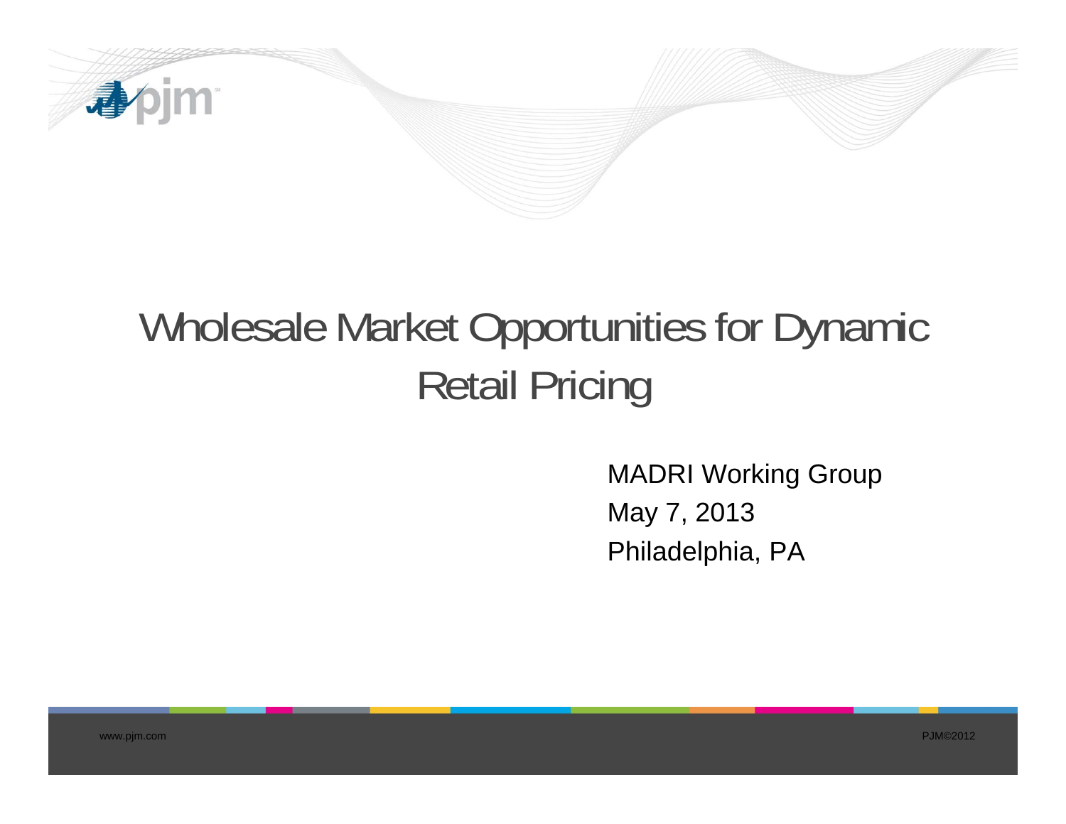# Wholesale Market Opportunities for Dynamic Retail Pricing

MADRI Working Group

May 7, 2013

Philadelphia, PA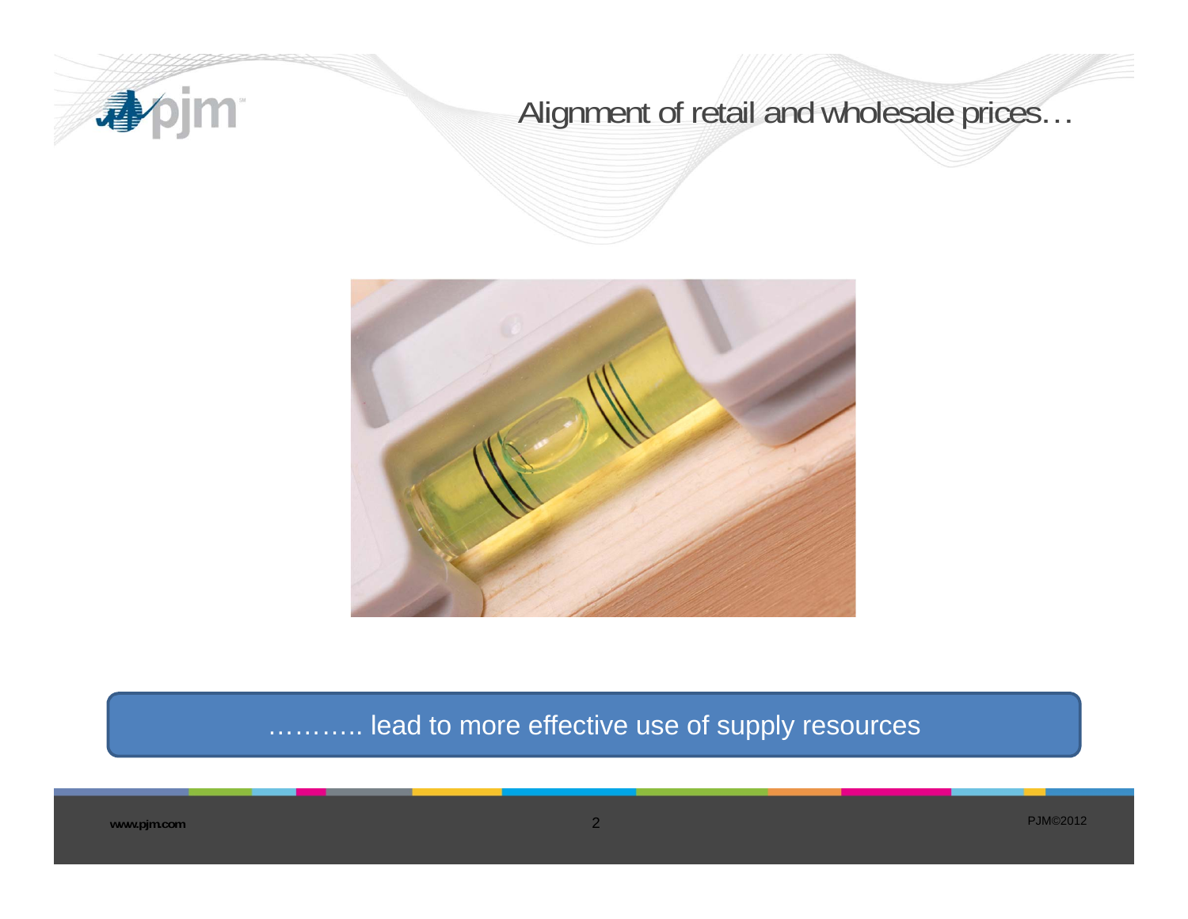# Alignment of retail and wholesale prices…

………. lead to more effective use of supply resources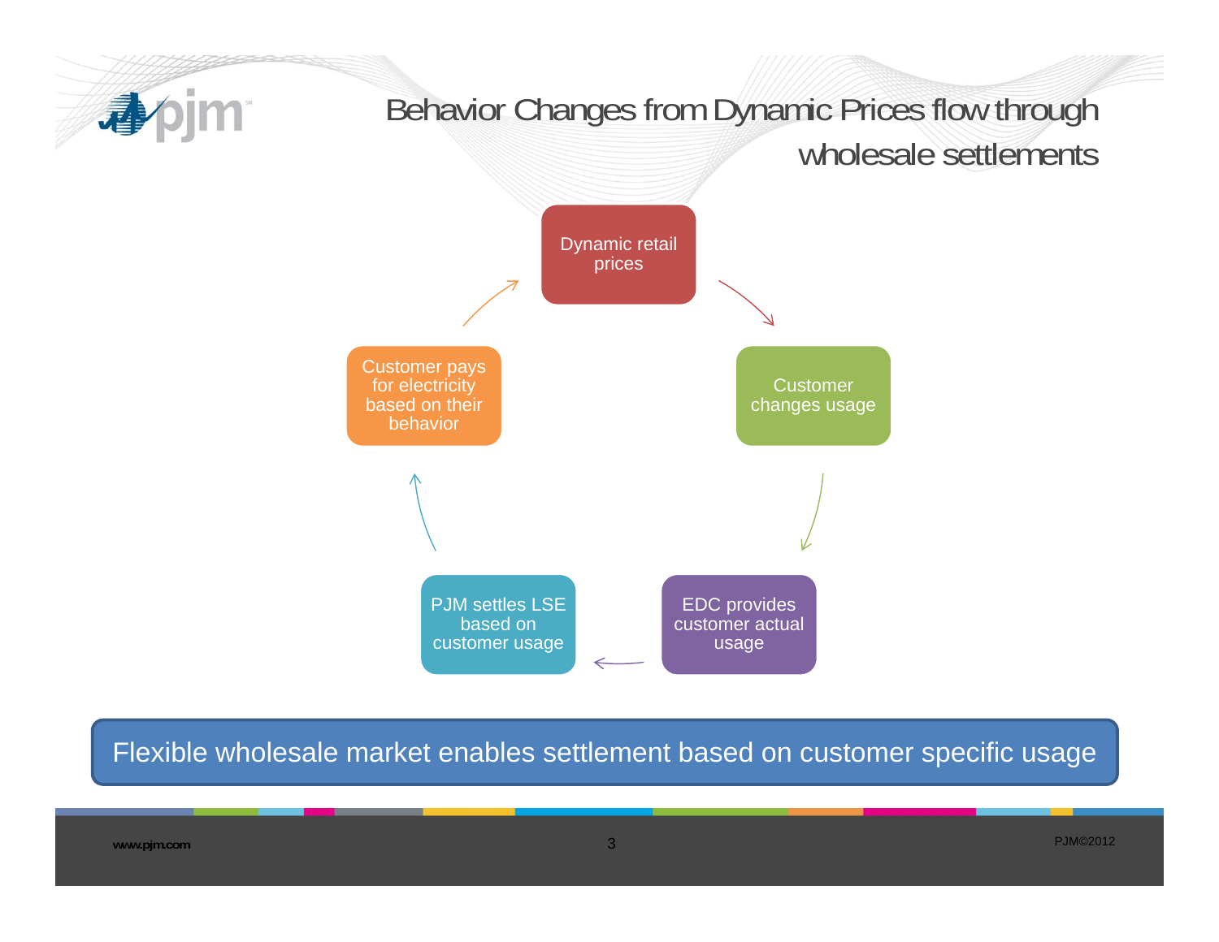# Behavior Changes from Dynamic Prices flow through wholesale settlements

- Dynamic retail prices
- Customer changes usage
- EDC provides customer actual usage
- PJM settles LSE based on customer usage
- Customer pays for electricity based on their behavior

**Flexible wholesale market enables settlement based on customer specific usage**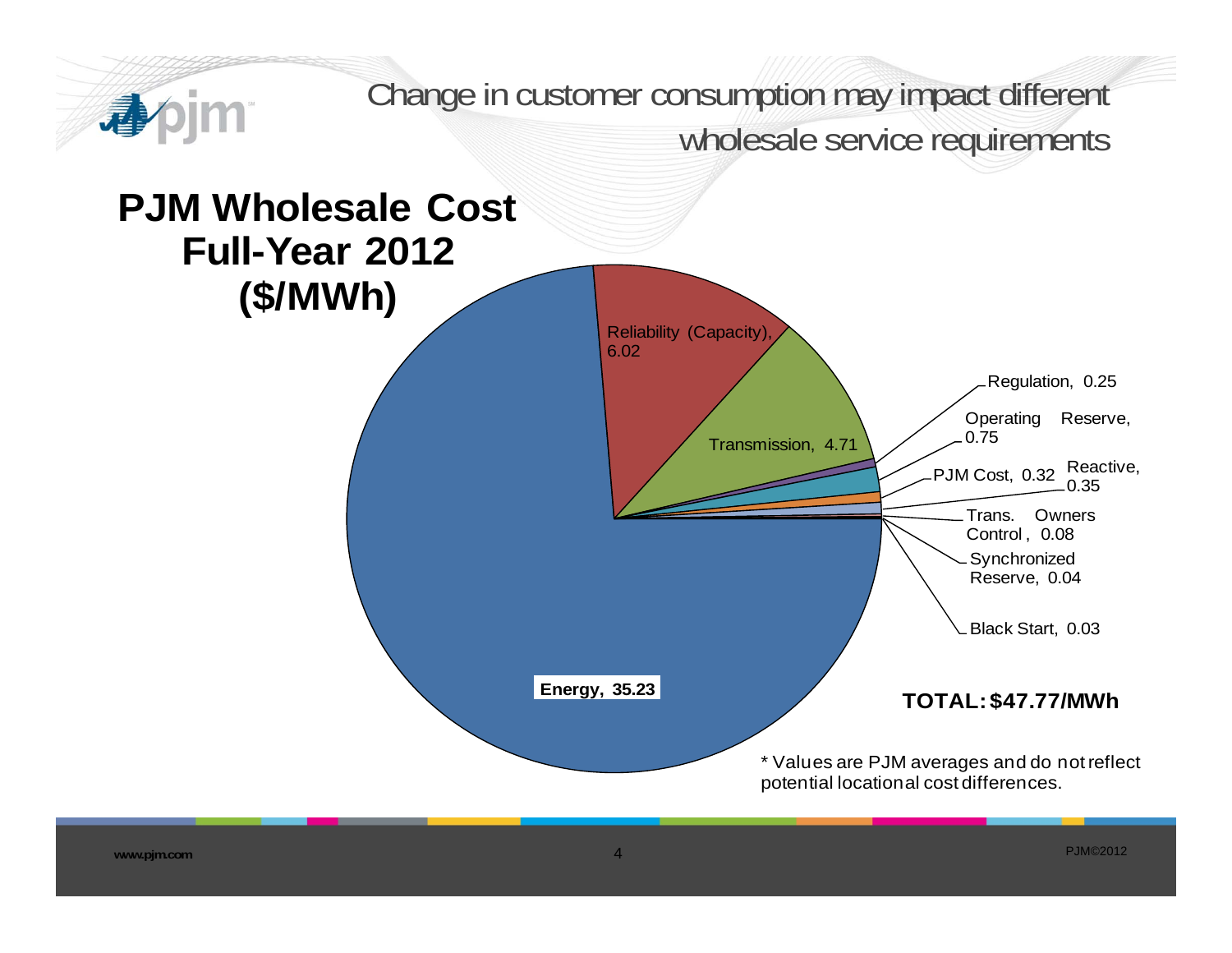## Change in customer consumption may impact different wholesale service requirements

# PJM Wholesale Cost Full-Year 2012 ($/MWh)

Energy, 35.23

Reliability (Capacity), 6.02

Transmission, 4.71

Regulation, 0.25

Operating Reserve, 0.75

PJM Cost, 0.32

Reactive, 0.35

Trans. Owners Control, 0.08

Synchronized Reserve, 0.04

Black Start, 0.03

**TOTAL: $47.77/MWh**

* Values are PJM averages and do not reflect potential locational cost differences.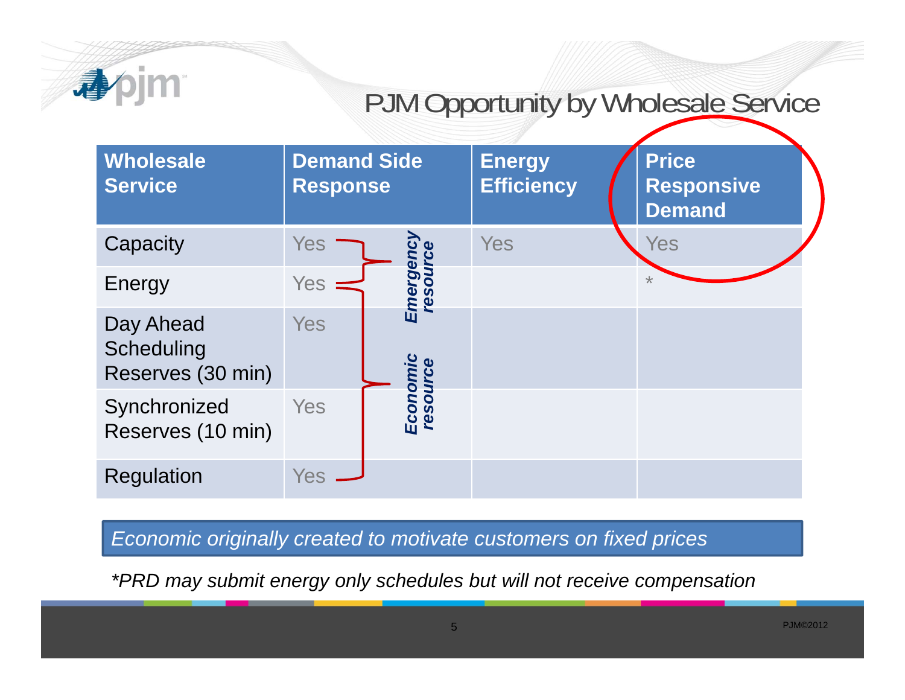# PJM Opportunity by Wholesale Service

| Wholesale Service | Demand Side Response | Energy Efficiency | Price Responsive Demand |
|---|---|---|---|
| Capacity | Yes | Yes | Yes |
| Energy | Yes | | * |
| Day Ahead Scheduling Reserves (30 min) | Yes | | |
| Synchronized Reserves (10 min) | Yes | | |
| Regulation | Yes | | |

*Demand Side Response: Capacity and Energy — Emergency resource; Energy, Day Ahead Scheduling Reserves, Synchronized Reserves and Regulation — Economic resource*

*Economic originally created to motivate customers on fixed prices*

*\*PRD may submit energy only schedules but will not receive compensation*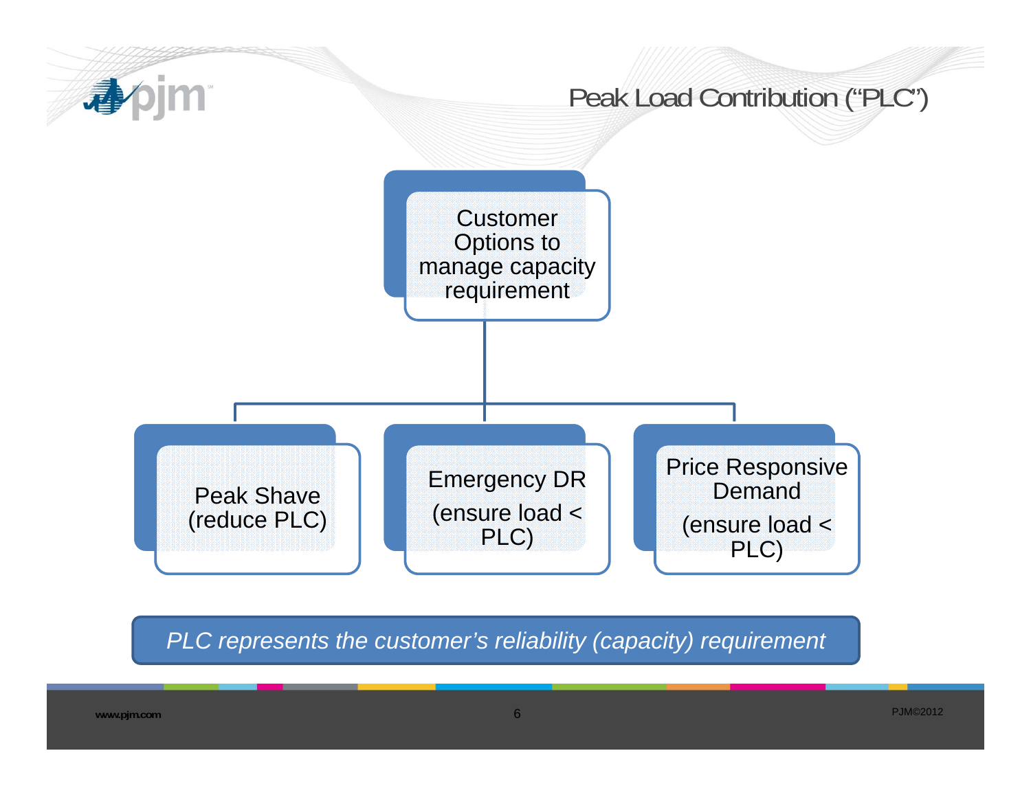# Peak Load Contribution ("PLC")

**Customer Options to manage capacity requirement**

- Peak Shave (reduce PLC)
- Emergency DR (ensure load < PLC)
- Price Responsive Demand (ensure load < PLC)

*PLC represents the customer's reliability (capacity) requirement*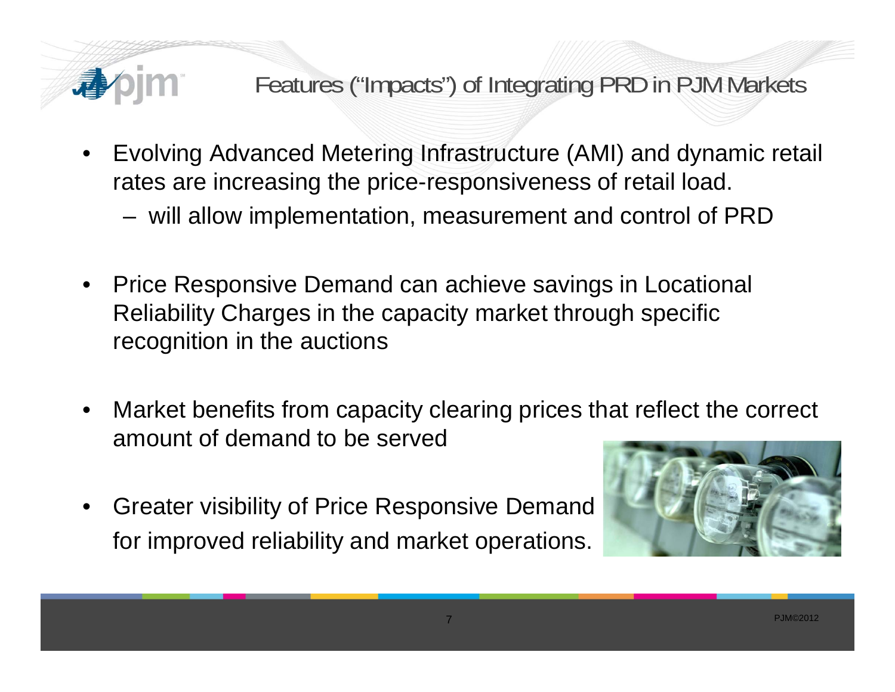# Features ("Impacts") of Integrating PRD in PJM Markets

- Evolving Advanced Metering Infrastructure (AMI) and dynamic retail rates are increasing the price-responsiveness of retail load.
  - will allow implementation, measurement and control of PRD
- Price Responsive Demand can achieve savings in Locational Reliability Charges in the capacity market through specific recognition in the auctions
- Market benefits from capacity clearing prices that reflect the correct amount of demand to be served
- Greater visibility of Price Responsive Demand for improved reliability and market operations.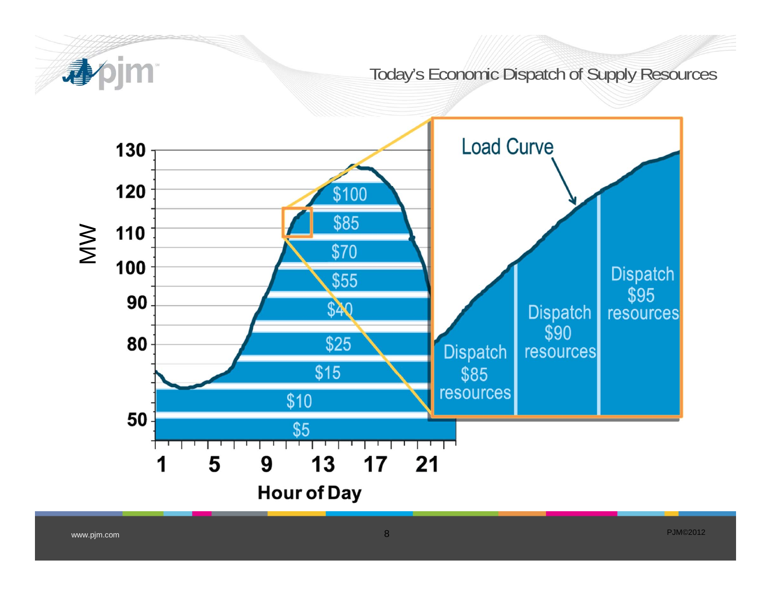# Today's Economic Dispatch of Supply Resources

MW

130
120
110
100
90
80
50

$100
$85
$70
$55
$40
$25
$15
$10
$5

1 5 9 13 17 21

Hour of Day

Load Curve

Dispatch $85 resources

Dispatch $90 resources

Dispatch $95 resources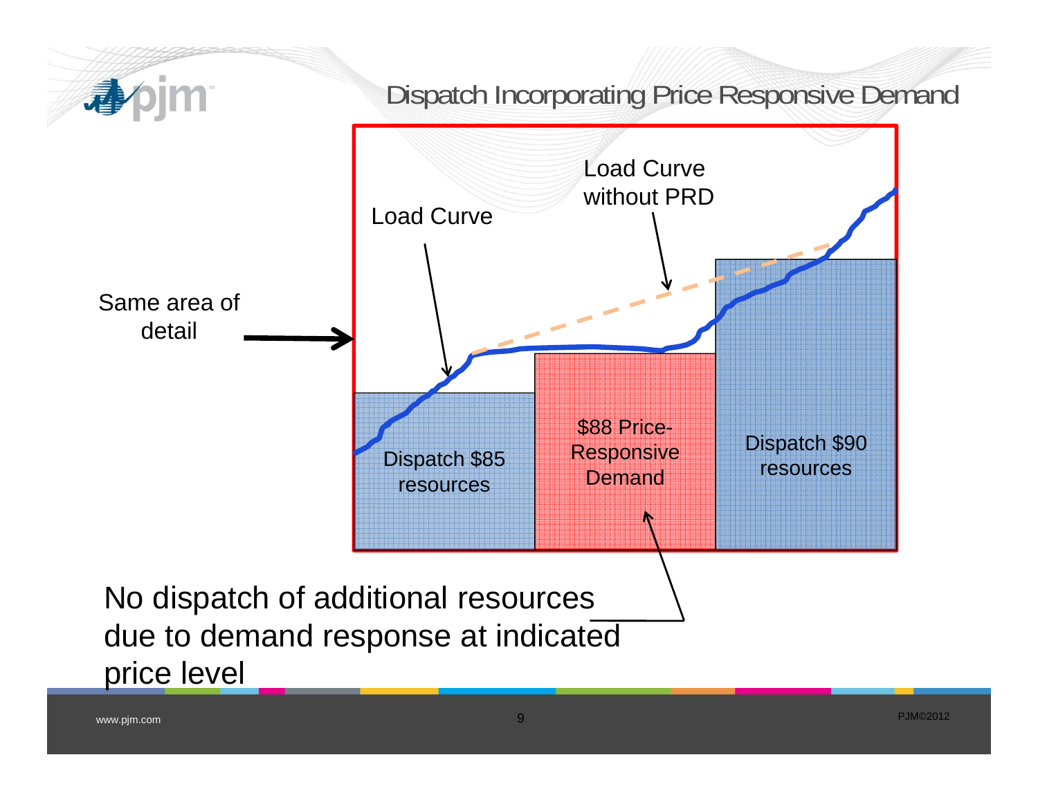# Dispatch Incorporating Price Responsive Demand

Load Curve

Load Curve without PRD

Same area of detail

Dispatch $85 resources

$88 Price-Responsive Demand

Dispatch $90 resources

No dispatch of additional resources due to demand response at indicated price level